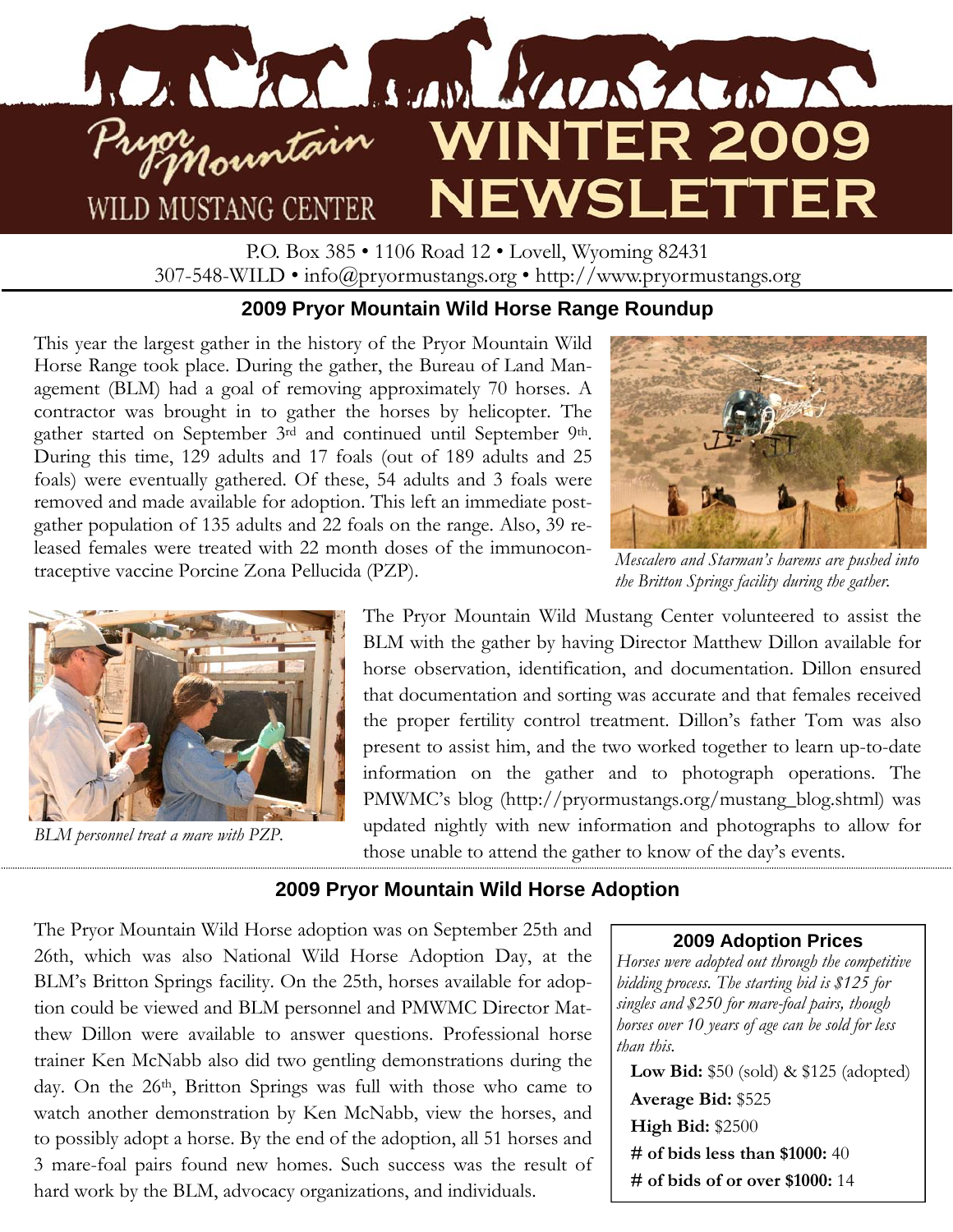# Pryor Mountain Wild Mustang Center WINTER 2009 NEWSLETTER

P.O. Box 385 • 1106 Road 12 • Lovell, Wyoming 82431
307-548-WILD • info@pryormustangs.org • http://www.pryormustangs.org

## 2009 Pryor Mountain Wild Horse Range Roundup

This year the largest gather in the history of the Pryor Mountain Wild Horse Range took place. During the gather, the Bureau of Land Management (BLM) had a goal of removing approximately 70 horses. A contractor was brought in to gather the horses by helicopter. The gather started on September 3rd and continued until September 9th. During this time, 129 adults and 17 foals (out of 189 adults and 25 foals) were eventually gathered. Of these, 54 adults and 3 foals were removed and made available for adoption. This left an immediate post-gather population of 135 adults and 22 foals on the range. Also, 39 released females were treated with 22 month doses of the immunocontraceptive vaccine Porcine Zona Pellucida (PZP).

*Mescalero and Starman's harems are pushed into the Britton Springs facility during the gather.*

The Pryor Mountain Wild Mustang Center volunteered to assist the BLM with the gather by having Director Matthew Dillon available for horse observation, identification, and documentation. Dillon ensured that documentation and sorting was accurate and that females received the proper fertility control treatment. Dillon's father Tom was also present to assist him, and the two worked together to learn up-to-date information on the gather and to photograph operations. The PMWMC's blog (http://pryormustangs.org/mustang_blog.shtml) was updated nightly with new information and photographs to allow for those unable to attend the gather to know of the day's events.

*BLM personnel treat a mare with PZP.*

## 2009 Pryor Mountain Wild Horse Adoption

The Pryor Mountain Wild Horse adoption was on September 25th and 26th, which was also National Wild Horse Adoption Day, at the BLM's Britton Springs facility. On the 25th, horses available for adoption could be viewed and BLM personnel and PMWMC Director Matthew Dillon were available to answer questions. Professional horse trainer Ken McNabb also did two gentling demonstrations during the day. On the 26th, Britton Springs was full with those who came to watch another demonstration by Ken McNabb, view the horses, and to possibly adopt a horse. By the end of the adoption, all 51 horses and 3 mare-foal pairs found new homes. Such success was the result of hard work by the BLM, advocacy organizations, and individuals.

### 2009 Adoption Prices

*Horses were adopted out through the competitive bidding process. The starting bid is $125 for singles and $250 for mare-foal pairs, though horses over 10 years of age can be sold for less than this.*

**Low Bid:** $50 (sold) & $125 (adopted)
**Average Bid:** $525
**High Bid:** $2500
**# of bids less than $1000:** 40
**# of bids of or over $1000:** 14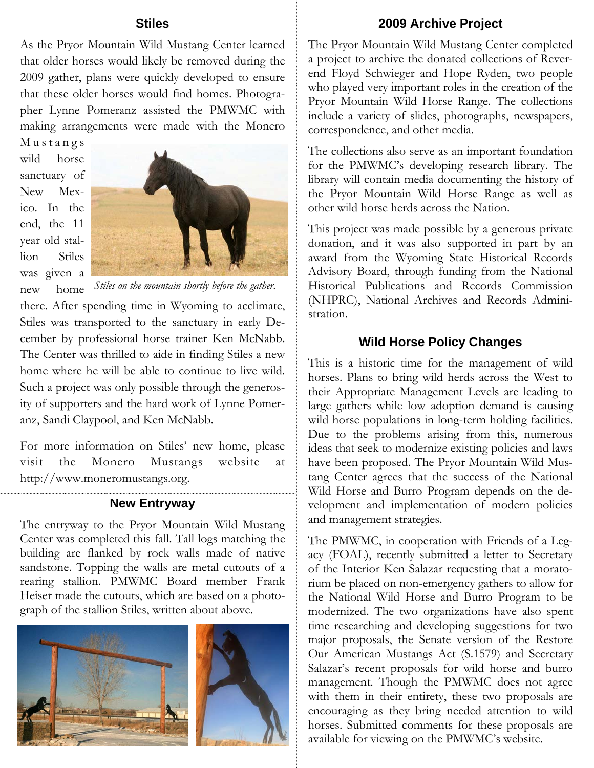## Stiles

As the Pryor Mountain Wild Mustang Center learned that older horses would likely be removed during the 2009 gather, plans were quickly developed to ensure that these older horses would find homes. Photographer Lynne Pomeranz assisted the PMWMC with making arrangements were made with the Monero Mustangs wild horse sanctuary of New Mexico. In the end, the 11 year old stallion Stiles was given a new home there. After spending time in Wyoming to acclimate, Stiles was transported to the sanctuary in early December by professional horse trainer Ken McNabb. The Center was thrilled to aide in finding Stiles a new home where he will be able to continue to live wild. Such a project was only possible through the generosity of supporters and the hard work of Lynne Pomeranz, Sandi Claypool, and Ken McNabb.

*Stiles on the mountain shortly before the gather.*

For more information on Stiles' new home, please visit the Monero Mustangs website at http://www.moneromustangs.org.

## New Entryway

The entryway to the Pryor Mountain Wild Mustang Center was completed this fall. Tall logs matching the building are flanked by rock walls made of native sandstone. Topping the walls are metal cutouts of a rearing stallion. PMWMC Board member Frank Heiser made the cutouts, which are based on a photograph of the stallion Stiles, written about above.

## 2009 Archive Project

The Pryor Mountain Wild Mustang Center completed a project to archive the donated collections of Reverend Floyd Schwieger and Hope Ryden, two people who played very important roles in the creation of the Pryor Mountain Wild Horse Range. The collections include a variety of slides, photographs, newspapers, correspondence, and other media.

The collections also serve as an important foundation for the PMWMC's developing research library. The library will contain media documenting the history of the Pryor Mountain Wild Horse Range as well as other wild horse herds across the Nation.

This project was made possible by a generous private donation, and it was also supported in part by an award from the Wyoming State Historical Records Advisory Board, through funding from the National Historical Publications and Records Commission (NHPRC), National Archives and Records Administration.

## Wild Horse Policy Changes

This is a historic time for the management of wild horses. Plans to bring wild herds across the West to their Appropriate Management Levels are leading to large gathers while low adoption demand is causing wild horse populations in long-term holding facilities. Due to the problems arising from this, numerous ideas that seek to modernize existing policies and laws have been proposed. The Pryor Mountain Wild Mustang Center agrees that the success of the National Wild Horse and Burro Program depends on the development and implementation of modern policies and management strategies.

The PMWMC, in cooperation with Friends of a Legacy (FOAL), recently submitted a letter to Secretary of the Interior Ken Salazar requesting that a moratorium be placed on non-emergency gathers to allow for the National Wild Horse and Burro Program to be modernized. The two organizations have also spent time researching and developing suggestions for two major proposals, the Senate version of the Restore Our American Mustangs Act (S.1579) and Secretary Salazar's recent proposals for wild horse and burro management. Though the PMWMC does not agree with them in their entirety, these two proposals are encouraging as they bring needed attention to wild horses. Submitted comments for these proposals are available for viewing on the PMWMC's website.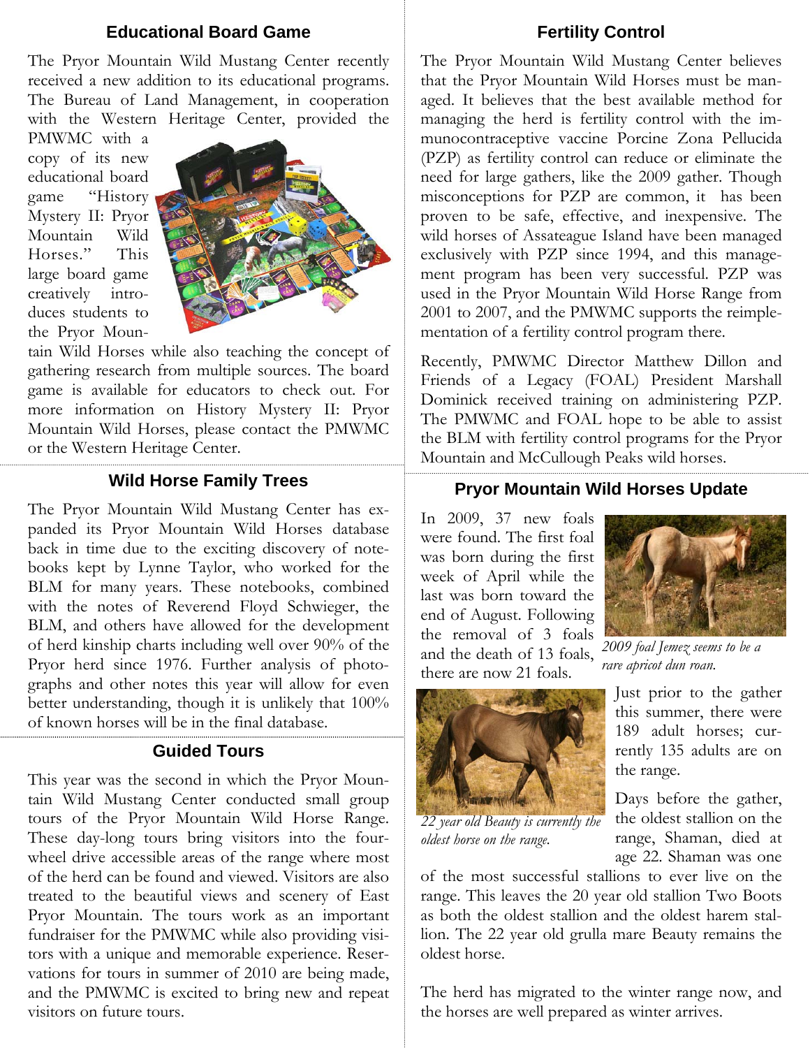## Educational Board Game

The Pryor Mountain Wild Mustang Center recently received a new addition to its educational programs. The Bureau of Land Management, in cooperation with the Western Heritage Center, provided the PMWMC with a copy of its new educational board game "History Mystery II: Pryor Mountain Wild Horses." This large board game creatively introduces students to the Pryor Mountain Wild Horses while also teaching the concept of gathering research from multiple sources. The board game is available for educators to check out. For more information on History Mystery II: Pryor Mountain Wild Horses, please contact the PMWMC or the Western Heritage Center.

## Wild Horse Family Trees

The Pryor Mountain Wild Mustang Center has expanded its Pryor Mountain Wild Horses database back in time due to the exciting discovery of notebooks kept by Lynne Taylor, who worked for the BLM for many years. These notebooks, combined with the notes of Reverend Floyd Schwieger, the BLM, and others have allowed for the development of herd kinship charts including well over 90% of the Pryor herd since 1976. Further analysis of photographs and other notes this year will allow for even better understanding, though it is unlikely that 100% of known horses will be in the final database.

## Guided Tours

This year was the second in which the Pryor Mountain Wild Mustang Center conducted small group tours of the Pryor Mountain Wild Horse Range. These day-long tours bring visitors into the four-wheel drive accessible areas of the range where most of the herd can be found and viewed. Visitors are also treated to the beautiful views and scenery of East Pryor Mountain. The tours work as an important fundraiser for the PMWMC while also providing visitors with a unique and memorable experience. Reservations for tours in summer of 2010 are being made, and the PMWMC is excited to bring new and repeat visitors on future tours.

## Fertility Control

The Pryor Mountain Wild Mustang Center believes that the Pryor Mountain Wild Horses must be managed. It believes that the best available method for managing the herd is fertility control with the immunocontraceptive vaccine Porcine Zona Pellucida (PZP) as fertility control can reduce or eliminate the need for large gathers, like the 2009 gather. Though misconceptions for PZP are common, it has been proven to be safe, effective, and inexpensive. The wild horses of Assateague Island have been managed exclusively with PZP since 1994, and this management program has been very successful. PZP was used in the Pryor Mountain Wild Horse Range from 2001 to 2007, and the PMWMC supports the reimplementation of a fertility control program there.

Recently, PMWMC Director Matthew Dillon and Friends of a Legacy (FOAL) President Marshall Dominick received training on administering PZP. The PMWMC and FOAL hope to be able to assist the BLM with fertility control programs for the Pryor Mountain and McCullough Peaks wild horses.

## Pryor Mountain Wild Horses Update

In 2009, 37 new foals were found. The first foal was born during the first week of April while the last was born toward the end of August. Following the removal of 3 foals and the death of 13 foals, there are now 21 foals.

*2009 foal Jemez seems to be a rare apricot dun roan.*

Just prior to the gather this summer, there were 189 adult horses; currently 135 adults are on the range.

*22 year old Beauty is currently the oldest horse on the range.*

Days before the gather, the oldest stallion on the range, Shaman, died at age 22. Shaman was one of the most successful stallions to ever live on the range. This leaves the 20 year old stallion Two Boots as both the oldest stallion and the oldest harem stallion. The 22 year old grulla mare Beauty remains the oldest horse.

The herd has migrated to the winter range now, and the horses are well prepared as winter arrives.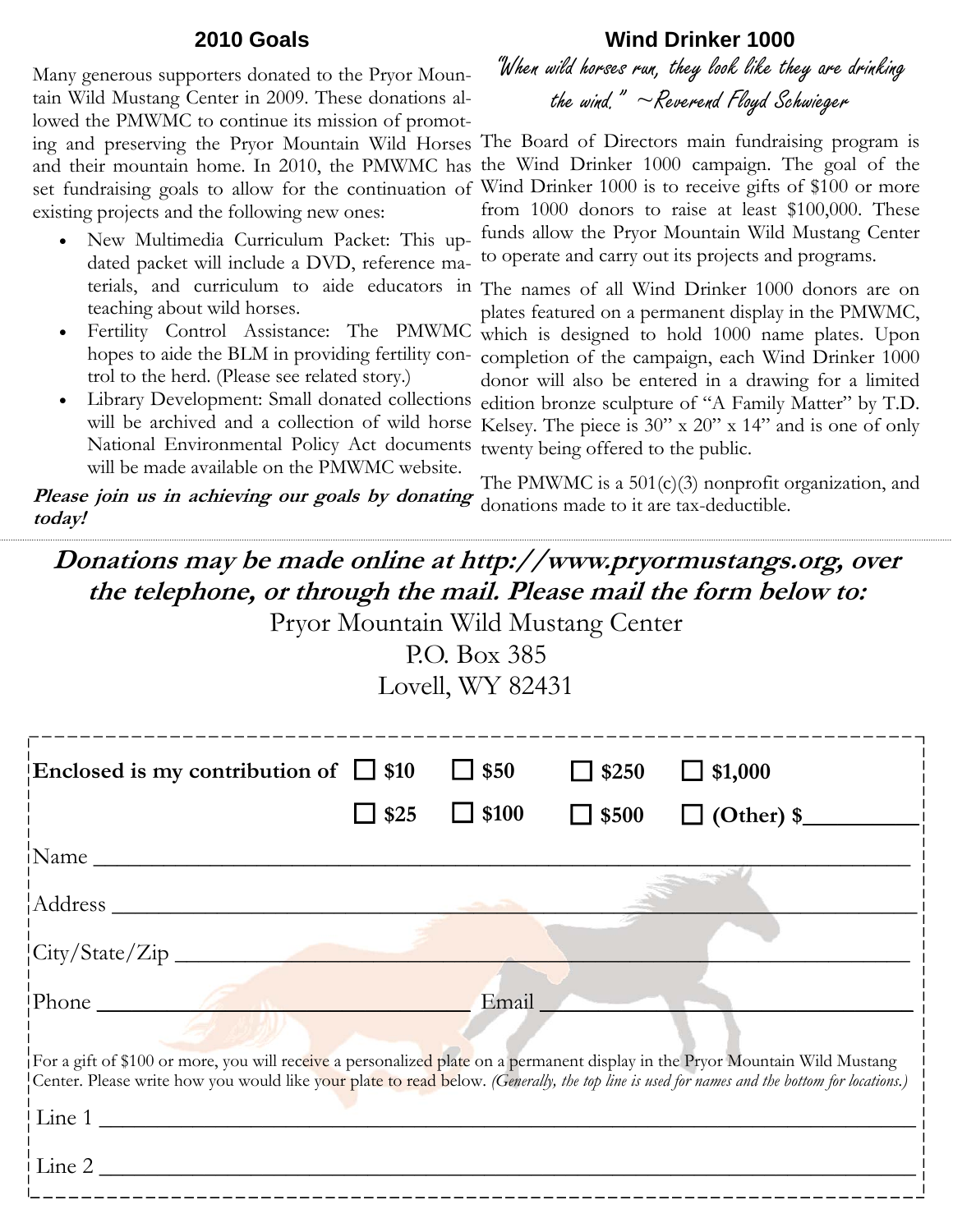## 2010 Goals

Many generous supporters donated to the Pryor Mountain Wild Mustang Center in 2009. These donations allowed the PMWMC to continue its mission of promoting and preserving the Pryor Mountain Wild Horses and their mountain home. In 2010, the PMWMC has set fundraising goals to allow for the continuation of existing projects and the following new ones:

- New Multimedia Curriculum Packet: This updated packet will include a DVD, reference materials, and curriculum to aide educators in teaching about wild horses.
- Fertility Control Assistance: The PMWMC hopes to aide the BLM in providing fertility control to the herd. (Please see related story.)
- Library Development: Small donated collections will be archived and a collection of wild horse National Environmental Policy Act documents will be made available on the PMWMC website.

***Please join us in achieving our goals by donating today!***

## Wind Drinker 1000

*"When wild horses run, they look like they are drinking the wind." ~Reverend Floyd Schwieger*

The Board of Directors main fundraising program is the Wind Drinker 1000 campaign. The goal of the Wind Drinker 1000 is to receive gifts of $100 or more from 1000 donors to raise at least $100,000. These funds allow the Pryor Mountain Wild Mustang Center to operate and carry out its projects and programs.

The names of all Wind Drinker 1000 donors are on plates featured on a permanent display in the PMWMC, which is designed to hold 1000 name plates. Upon completion of the campaign, each Wind Drinker 1000 donor will also be entered in a drawing for a limited edition bronze sculpture of "A Family Matter" by T.D. Kelsey. The piece is 30" x 20" x 14" and is one of only twenty being offered to the public.

The PMWMC is a 501(c)(3) nonprofit organization, and donations made to it are tax-deductible.

***Donations may be made online at http://www.pryormustangs.org, over the telephone, or through the mail. Please mail the form below to:***

Pryor Mountain Wild Mustang Center
P.O. Box 385
Lovell, WY 82431

**Enclosed is my contribution of** ☐ **$10** ☐ **$50** ☐ **$250** ☐ **$1,000**
☐ **$25** ☐ **$100** ☐ **$500** ☐ **(Other) $\_\_\_\_\_\_\_\_\_\_**

Name \_\_\_\_\_\_\_\_\_\_\_\_\_\_\_\_\_\_\_\_\_\_\_\_\_\_\_\_\_\_\_\_\_\_\_\_\_\_\_\_

Address \_\_\_\_\_\_\_\_\_\_\_\_\_\_\_\_\_\_\_\_\_\_\_\_\_\_\_\_\_\_\_\_\_\_\_\_\_\_\_\_

City/State/Zip \_\_\_\_\_\_\_\_\_\_\_\_\_\_\_\_\_\_\_\_\_\_\_\_\_\_\_\_\_\_\_\_\_\_\_\_

Phone \_\_\_\_\_\_\_\_\_\_\_\_\_\_\_\_\_\_\_\_ Email \_\_\_\_\_\_\_\_\_\_\_\_\_\_\_\_\_\_\_\_

For a gift of $100 or more, you will receive a personalized plate on a permanent display in the Pryor Mountain Wild Mustang Center. Please write how you would like your plate to read below. *(Generally, the top line is used for names and the bottom for locations.)*

Line 1 \_\_\_\_\_\_\_\_\_\_\_\_\_\_\_\_\_\_\_\_\_\_\_\_\_\_\_\_\_\_\_\_\_\_\_\_\_\_\_\_

Line 2 \_\_\_\_\_\_\_\_\_\_\_\_\_\_\_\_\_\_\_\_\_\_\_\_\_\_\_\_\_\_\_\_\_\_\_\_\_\_\_\_